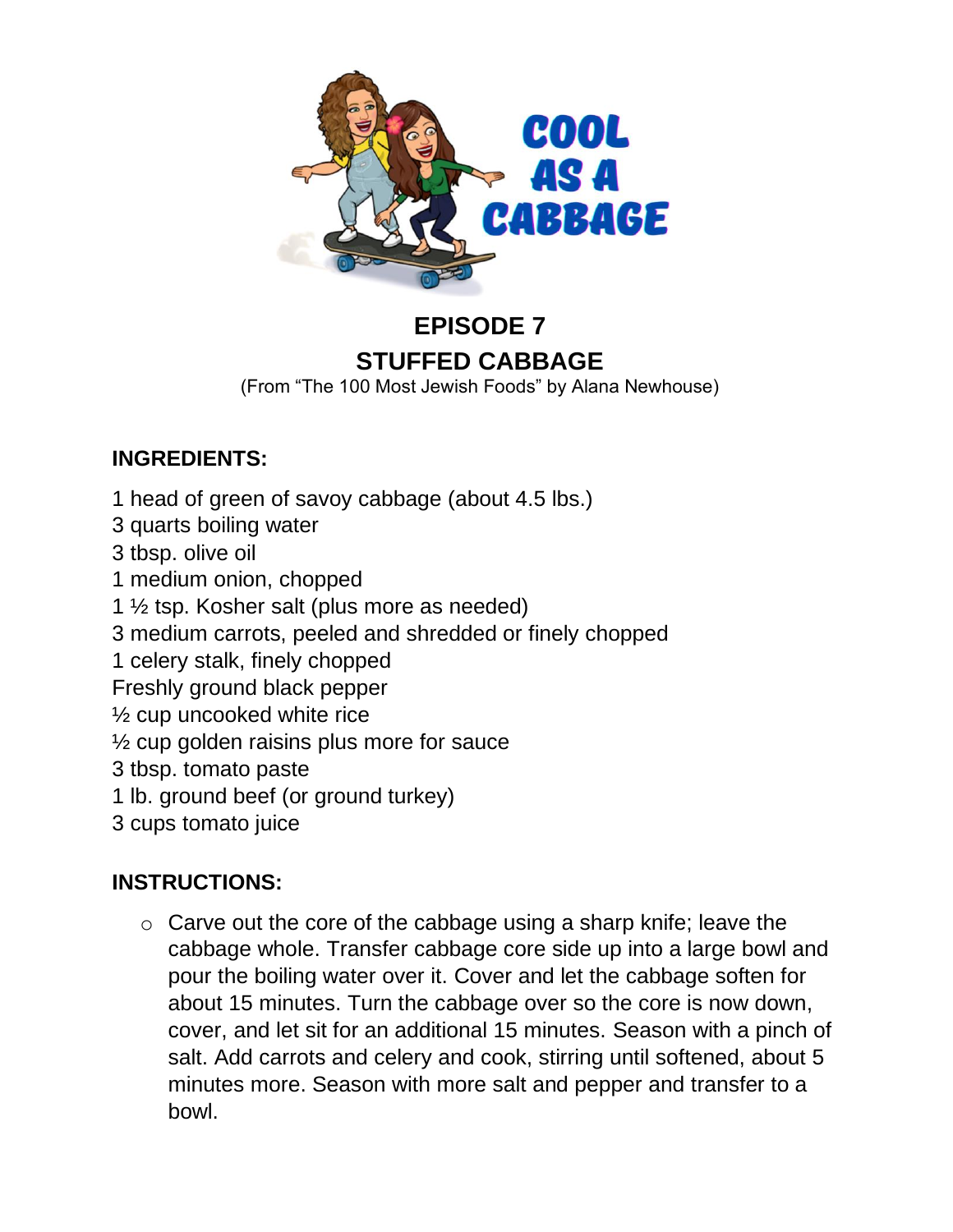COOL AS A CABBAGE

# EPISODE 7

# STUFFED CABBAGE

(From "The 100 Most Jewish Foods" by Alana Newhouse)

## INGREDIENTS:

1 head of green of savoy cabbage (about 4.5 lbs.)
3 quarts boiling water
3 tbsp. olive oil
1 medium onion, chopped
1 ½ tsp. Kosher salt (plus more as needed)
3 medium carrots, peeled and shredded or finely chopped
1 celery stalk, finely chopped
Freshly ground black pepper
½ cup uncooked white rice
½ cup golden raisins plus more for sauce
3 tbsp. tomato paste
1 lb. ground beef (or ground turkey)
3 cups tomato juice

## INSTRUCTIONS:

- Carve out the core of the cabbage using a sharp knife; leave the cabbage whole. Transfer cabbage core side up into a large bowl and pour the boiling water over it. Cover and let the cabbage soften for about 15 minutes. Turn the cabbage over so the core is now down, cover, and let sit for an additional 15 minutes. Season with a pinch of salt. Add carrots and celery and cook, stirring until softened, about 5 minutes more. Season with more salt and pepper and transfer to a bowl.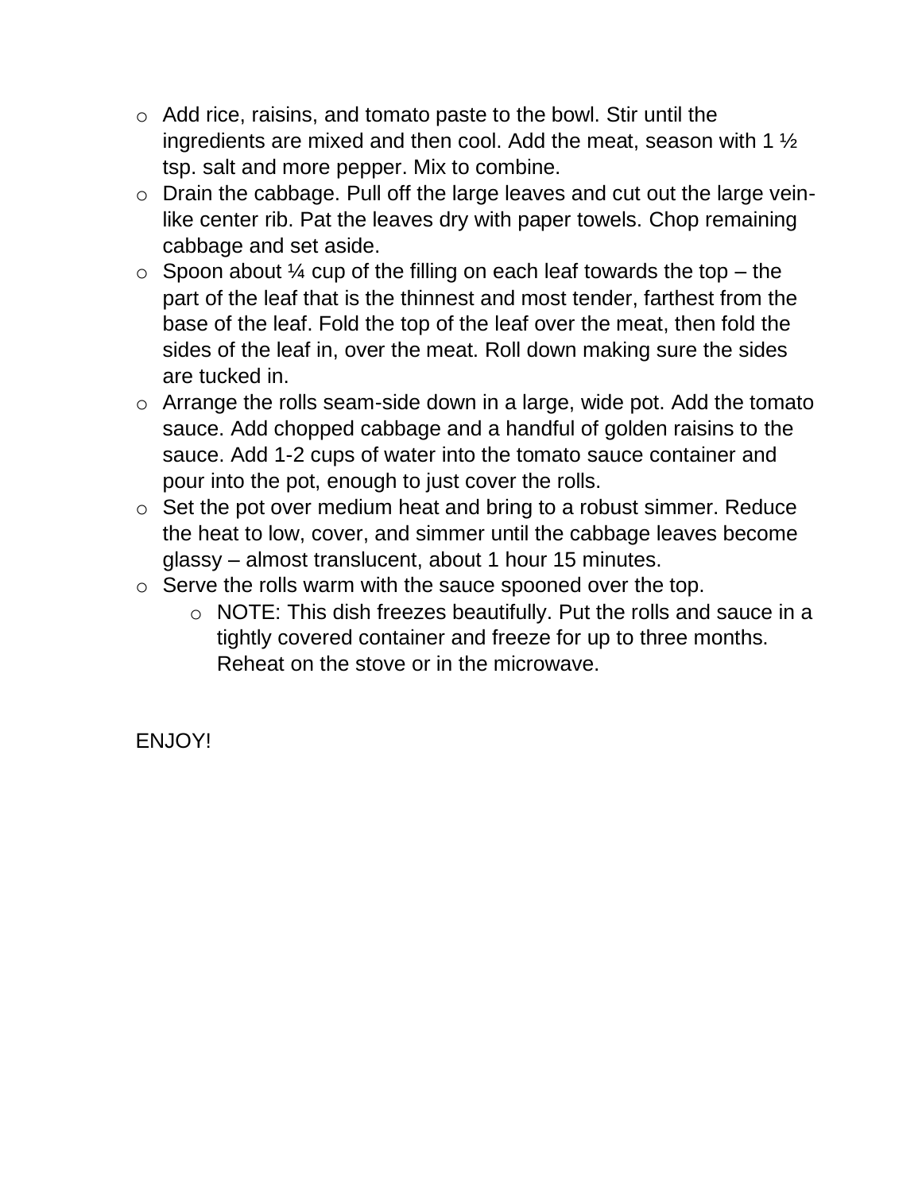- Add rice, raisins, and tomato paste to the bowl. Stir until the ingredients are mixed and then cool. Add the meat, season with 1 ½ tsp. salt and more pepper. Mix to combine.
- Drain the cabbage. Pull off the large leaves and cut out the large vein-like center rib. Pat the leaves dry with paper towels. Chop remaining cabbage and set aside.
- Spoon about ¼ cup of the filling on each leaf towards the top – the part of the leaf that is the thinnest and most tender, farthest from the base of the leaf. Fold the top of the leaf over the meat, then fold the sides of the leaf in, over the meat. Roll down making sure the sides are tucked in.
- Arrange the rolls seam-side down in a large, wide pot. Add the tomato sauce. Add chopped cabbage and a handful of golden raisins to the sauce. Add 1-2 cups of water into the tomato sauce container and pour into the pot, enough to just cover the rolls.
- Set the pot over medium heat and bring to a robust simmer. Reduce the heat to low, cover, and simmer until the cabbage leaves become glassy – almost translucent, about 1 hour 15 minutes.
- Serve the rolls warm with the sauce spooned over the top.
  - NOTE: This dish freezes beautifully. Put the rolls and sauce in a tightly covered container and freeze for up to three months. Reheat on the stove or in the microwave.

ENJOY!